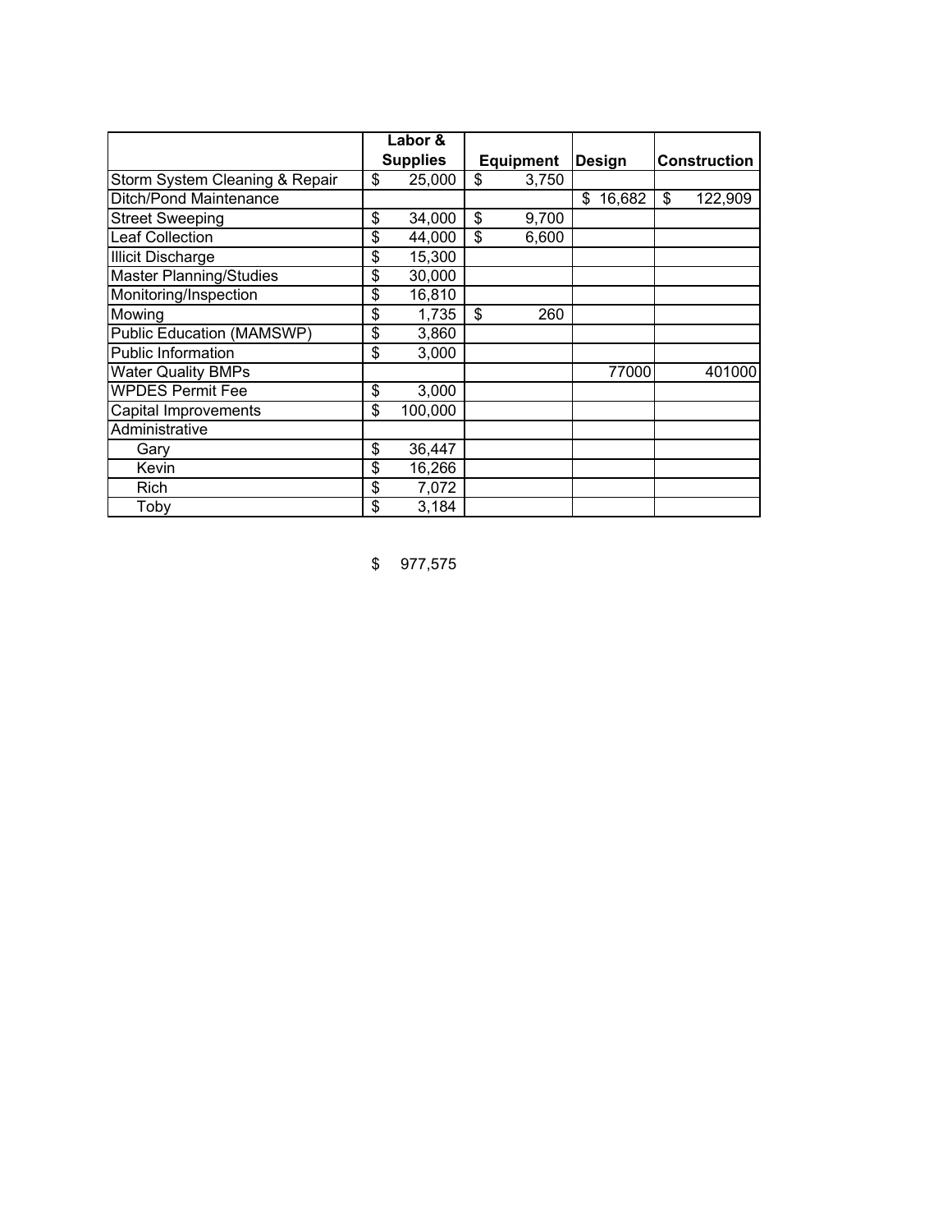| | Labor & Supplies | Equipment | Design | Construction |
|---|---|---|---|---|
| Storm System Cleaning & Repair | $ 25,000 | $ 3,750 | | |
| Ditch/Pond Maintenance | | | $ 16,682 | $ 122,909 |
| Street Sweeping | $ 34,000 | $ 9,700 | | |
| Leaf Collection | $ 44,000 | $ 6,600 | | |
| Illicit Discharge | $ 15,300 | | | |
| Master Planning/Studies | $ 30,000 | | | |
| Monitoring/Inspection | $ 16,810 | | | |
| Mowing | $ 1,735 | $ 260 | | |
| Public Education (MAMSWP) | $ 3,860 | | | |
| Public Information | $ 3,000 | | | |
| Water Quality BMPs | | | 77000 | 401000 |
| WPDES Permit Fee | $ 3,000 | | | |
| Capital Improvements | $ 100,000 | | | |
| Administrative | | | | |
| Gary | $ 36,447 | | | |
| Kevin | $ 16,266 | | | |
| Rich | $ 7,072 | | | |
| Toby | $ 3,184 | | | |

$ 977,575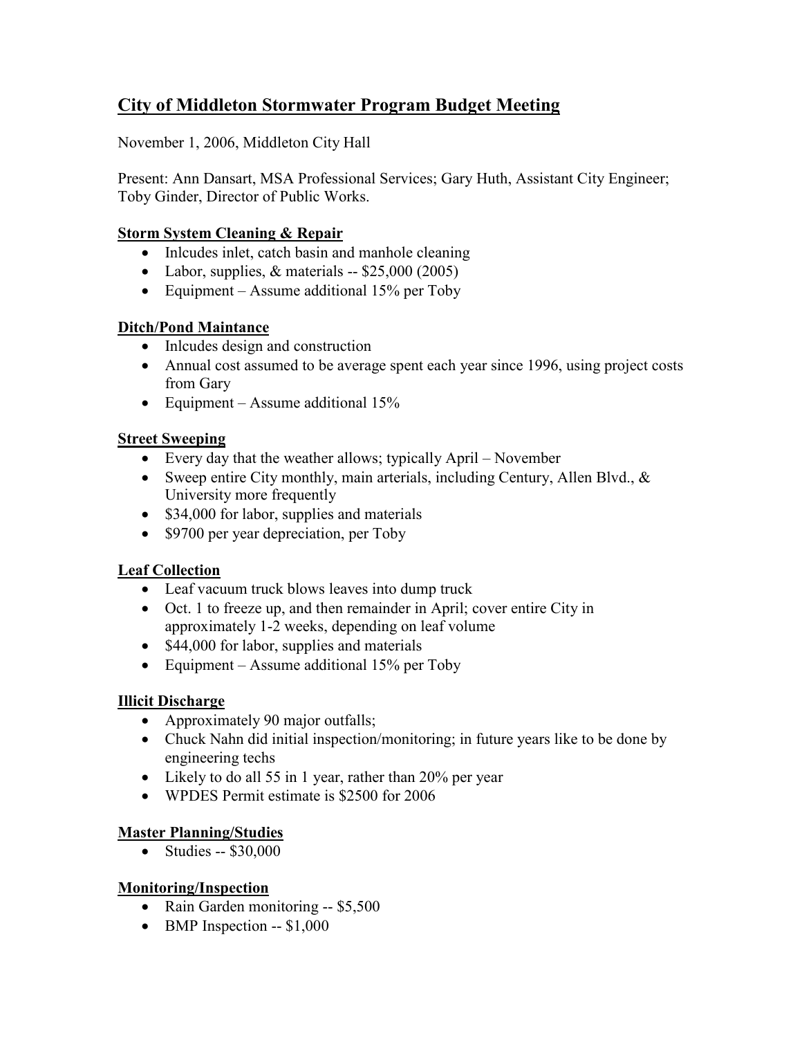# City of Middleton Stormwater Program Budget Meeting

November 1, 2006, Middleton City Hall

Present: Ann Dansart, MSA Professional Services; Gary Huth, Assistant City Engineer; Toby Ginder, Director of Public Works.

## Storm System Cleaning & Repair

- Inlcudes inlet, catch basin and manhole cleaning
- Labor, supplies, & materials -- $25,000 (2005)
- Equipment – Assume additional 15% per Toby

## Ditch/Pond Maintance

- Inlcudes design and construction
- Annual cost assumed to be average spent each year since 1996, using project costs from Gary
- Equipment – Assume additional 15%

## Street Sweeping

- Every day that the weather allows; typically April – November
- Sweep entire City monthly, main arterials, including Century, Allen Blvd., & University more frequently
- $34,000 for labor, supplies and materials
- $9700 per year depreciation, per Toby

## Leaf Collection

- Leaf vacuum truck blows leaves into dump truck
- Oct. 1 to freeze up, and then remainder in April; cover entire City in approximately 1-2 weeks, depending on leaf volume
- $44,000 for labor, supplies and materials
- Equipment – Assume additional 15% per Toby

## Illicit Discharge

- Approximately 90 major outfalls;
- Chuck Nahn did initial inspection/monitoring; in future years like to be done by engineering techs
- Likely to do all 55 in 1 year, rather than 20% per year
- WPDES Permit estimate is $2500 for 2006

## Master Planning/Studies

- Studies -- $30,000

## Monitoring/Inspection

- Rain Garden monitoring -- $5,500
- BMP Inspection -- $1,000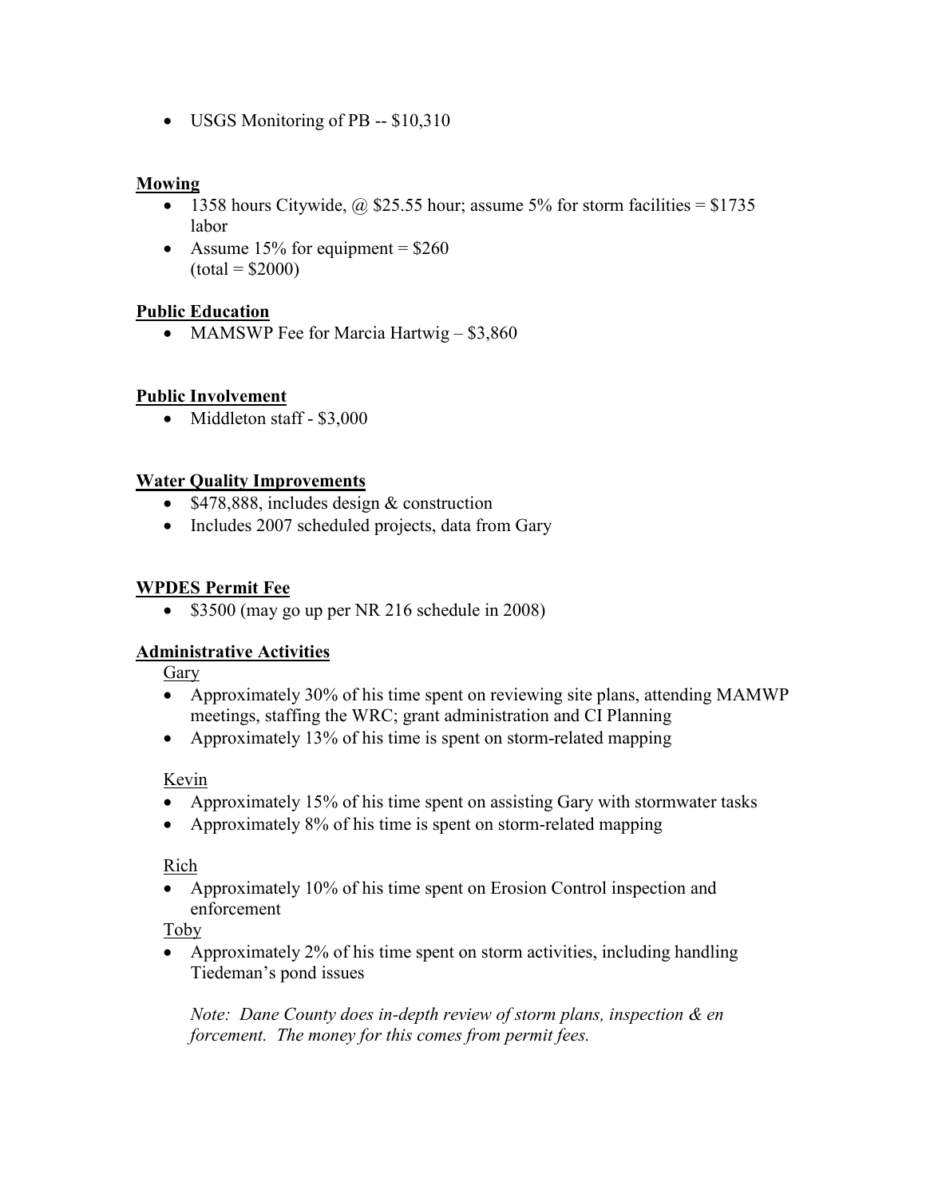- USGS Monitoring of PB -- $10,310

**Mowing**

- 1358 hours Citywide, @ $25.55 hour; assume 5% for storm facilities = $1735 labor
- Assume 15% for equipment = $260
  (total = $2000)

**Public Education**

- MAMSWP Fee for Marcia Hartwig – $3,860

**Public Involvement**

- Middleton staff - $3,000

**Water Quality Improvements**

- $478,888, includes design & construction
- Includes 2007 scheduled projects, data from Gary

**WPDES Permit Fee**

- $3500 (may go up per NR 216 schedule in 2008)

**Administrative Activities**

Gary

- Approximately 30% of his time spent on reviewing site plans, attending MAMWP meetings, staffing the WRC; grant administration and CI Planning
- Approximately 13% of his time is spent on storm-related mapping

Kevin

- Approximately 15% of his time spent on assisting Gary with stormwater tasks
- Approximately 8% of his time is spent on storm-related mapping

Rich

- Approximately 10% of his time spent on Erosion Control inspection and enforcement

Toby

- Approximately 2% of his time spent on storm activities, including handling Tiedeman's pond issues

  *Note: Dane County does in-depth review of storm plans, inspection & en forcement. The money for this comes from permit fees.*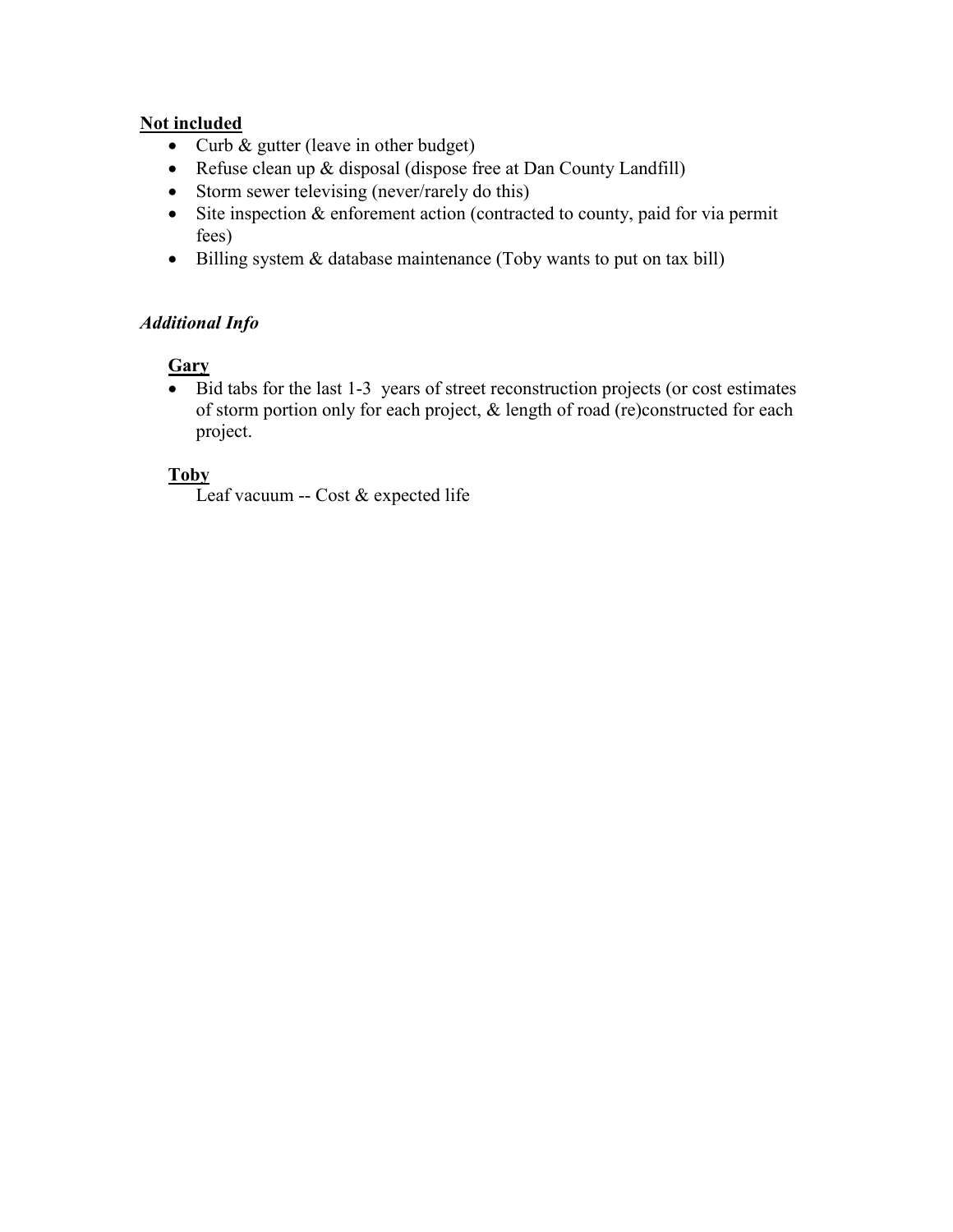**<u>Not included</u>**

- Curb & gutter (leave in other budget)
- Refuse clean up & disposal (dispose free at Dan County Landfill)
- Storm sewer televising (never/rarely do this)
- Site inspection & enforement action (contracted to county, paid for via permit fees)
- Billing system & database maintenance (Toby wants to put on tax bill)

*Additional Info*

**<u>Gary</u>**

- Bid tabs for the last 1-3 years of street reconstruction projects (or cost estimates of storm portion only for each project, & length of road (re)constructed for each project.

**<u>Toby</u>**

Leaf vacuum -- Cost & expected life